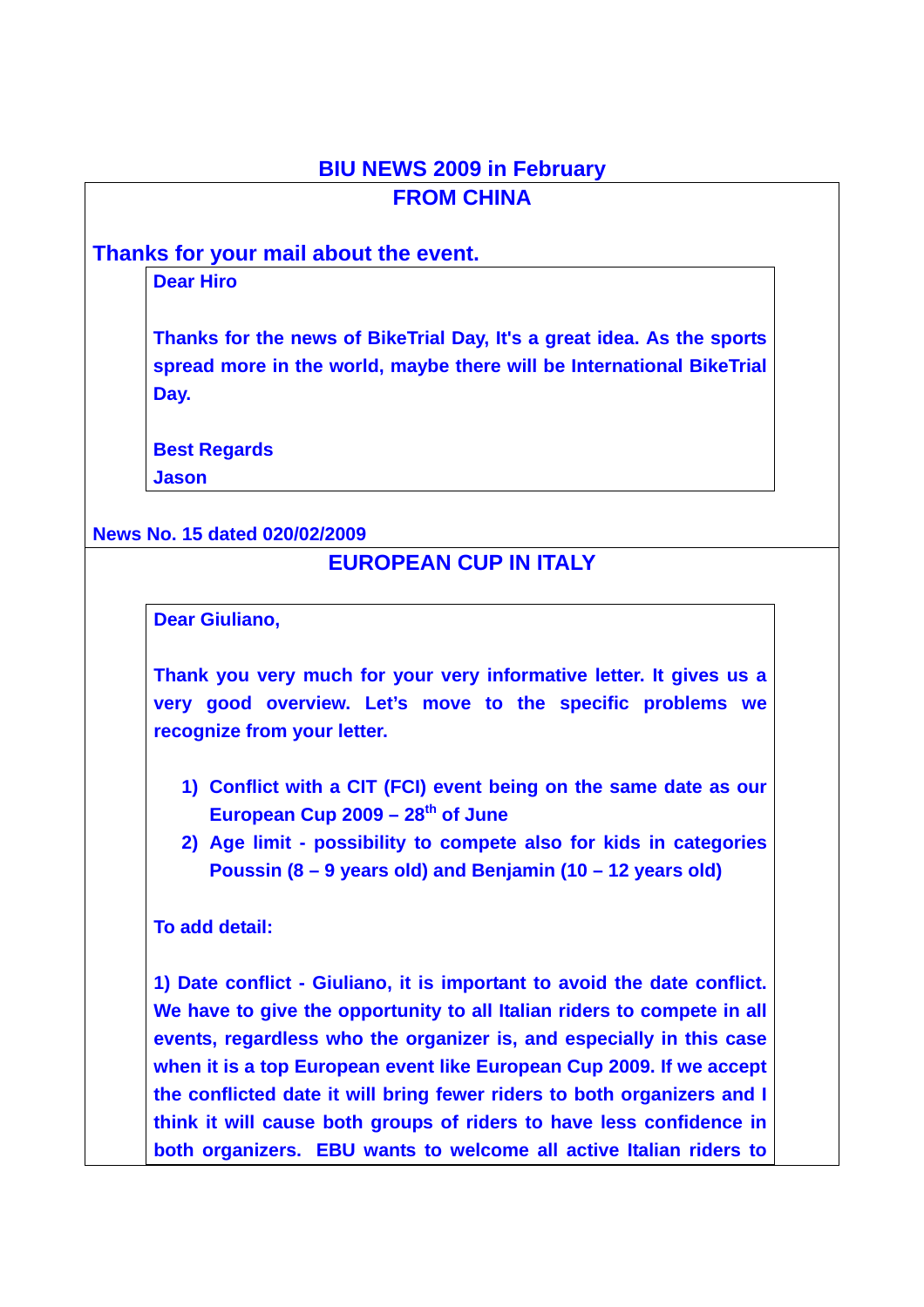# BIU NEWS 2009 in February

## FROM CHINA

### Thanks for your mail about the event.

**Dear Hiro**

**Thanks for the news of BikeTrial Day, It's a great idea. As the sports spread more in the world, maybe there will be International BikeTrial Day.**

**Best Regards**
**Jason**

**News No. 15 dated 020/02/2009**

## EUROPEAN CUP IN ITALY

**Dear Giuliano,**

**Thank you very much for your very informative letter. It gives us a very good overview. Let's move to the specific problems we recognize from your letter.**

1) **Conflict with a CIT (FCI) event being on the same date as our European Cup 2009 – 28th of June**
2) **Age limit - possibility to compete also for kids in categories Poussin (8 – 9 years old) and Benjamin (10 – 12 years old)**

**To add detail:**

**1) Date conflict - Giuliano, it is important to avoid the date conflict. We have to give the opportunity to all Italian riders to compete in all events, regardless who the organizer is, and especially in this case when it is a top European event like European Cup 2009. If we accept the conflicted date it will bring fewer riders to both organizers and I think it will cause both groups of riders to have less confidence in both organizers. EBU wants to welcome all active Italian riders to**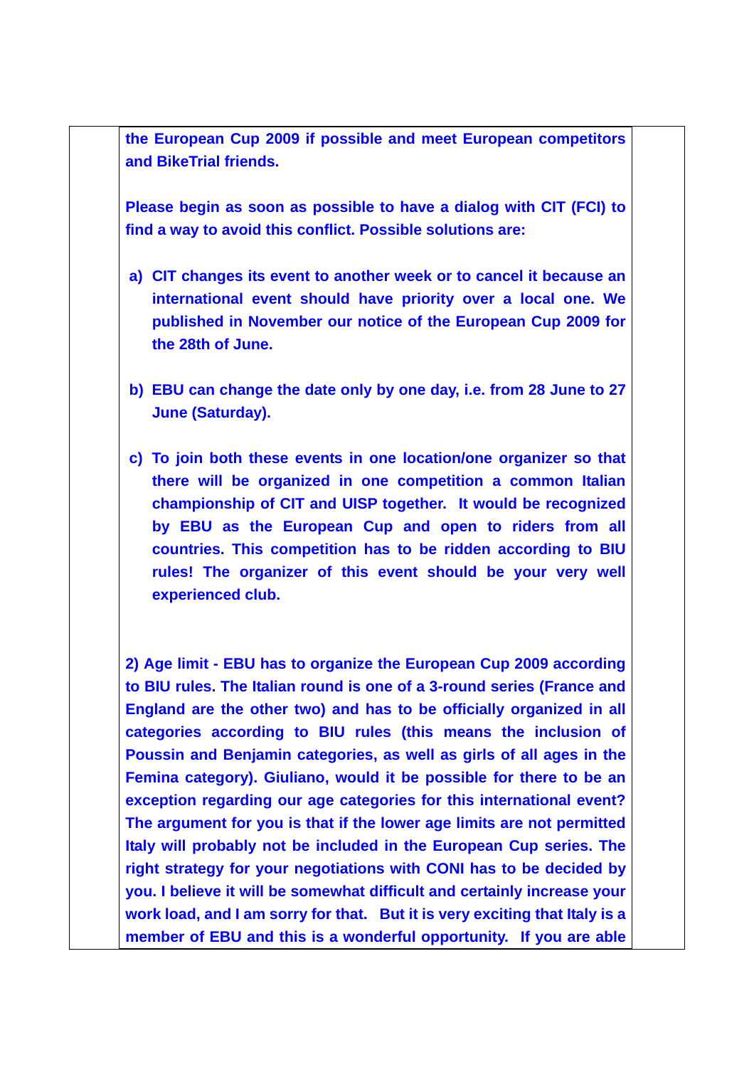**the European Cup 2009 if possible and meet European competitors and BikeTrial friends.**

**Please begin as soon as possible to have a dialog with CIT (FCI) to find a way to avoid this conflict. Possible solutions are:**

**a) CIT changes its event to another week or to cancel it because an international event should have priority over a local one. We published in November our notice of the European Cup 2009 for the 28th of June.**

**b) EBU can change the date only by one day, i.e. from 28 June to 27 June (Saturday).**

**c) To join both these events in one location/one organizer so that there will be organized in one competition a common Italian championship of CIT and UISP together. It would be recognized by EBU as the European Cup and open to riders from all countries. This competition has to be ridden according to BIU rules! The organizer of this event should be your very well experienced club.**

**2) Age limit - EBU has to organize the European Cup 2009 according to BIU rules. The Italian round is one of a 3-round series (France and England are the other two) and has to be officially organized in all categories according to BIU rules (this means the inclusion of Poussin and Benjamin categories, as well as girls of all ages in the Femina category). Giuliano, would it be possible for there to be an exception regarding our age categories for this international event? The argument for you is that if the lower age limits are not permitted Italy will probably not be included in the European Cup series. The right strategy for your negotiations with CONI has to be decided by you. I believe it will be somewhat difficult and certainly increase your work load, and I am sorry for that. But it is very exciting that Italy is a member of EBU and this is a wonderful opportunity. If you are able**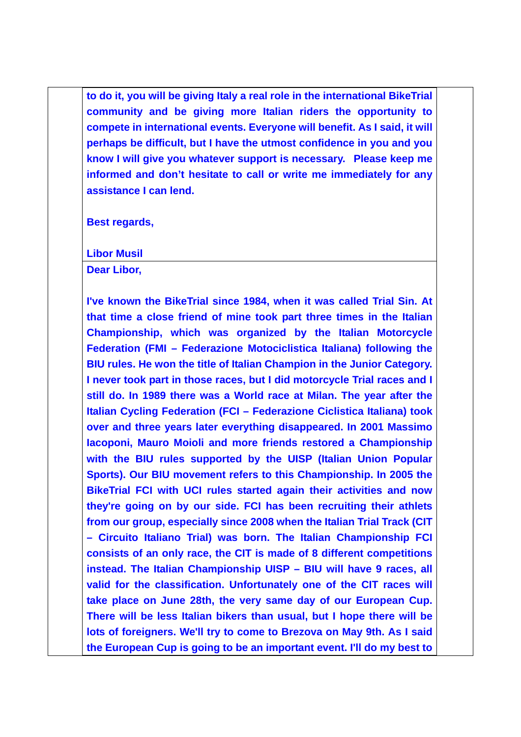**to do it, you will be giving Italy a real role in the international BikeTrial community and be giving more Italian riders the opportunity to compete in international events. Everyone will benefit. As I said, it will perhaps be difficult, but I have the utmost confidence in you and you know I will give you whatever support is necessary. Please keep me informed and don't hesitate to call or write me immediately for any assistance I can lend.**

**Best regards,**

**Libor Musil**

**Dear Libor,**

**I've known the BikeTrial since 1984, when it was called Trial Sin. At that time a close friend of mine took part three times in the Italian Championship, which was organized by the Italian Motorcycle Federation (FMI – Federazione Motociclistica Italiana) following the BIU rules. He won the title of Italian Champion in the Junior Category. I never took part in those races, but I did motorcycle Trial races and I still do. In 1989 there was a World race at Milan. The year after the Italian Cycling Federation (FCI – Federazione Ciclistica Italiana) took over and three years later everything disappeared. In 2001 Massimo Iacoponi, Mauro Moioli and more friends restored a Championship with the BIU rules supported by the UISP (Italian Union Popular Sports). Our BIU movement refers to this Championship. In 2005 the BikeTrial FCI with UCI rules started again their activities and now they're going on by our side. FCI has been recruiting their athlets from our group, especially since 2008 when the Italian Trial Track (CIT – Circuito Italiano Trial) was born. The Italian Championship FCI consists of an only race, the CIT is made of 8 different competitions instead. The Italian Championship UISP – BIU will have 9 races, all valid for the classification. Unfortunately one of the CIT races will take place on June 28th, the very same day of our European Cup. There will be less Italian bikers than usual, but I hope there will be lots of foreigners. We'll try to come to Brezova on May 9th. As I said the European Cup is going to be an important event. I'll do my best to**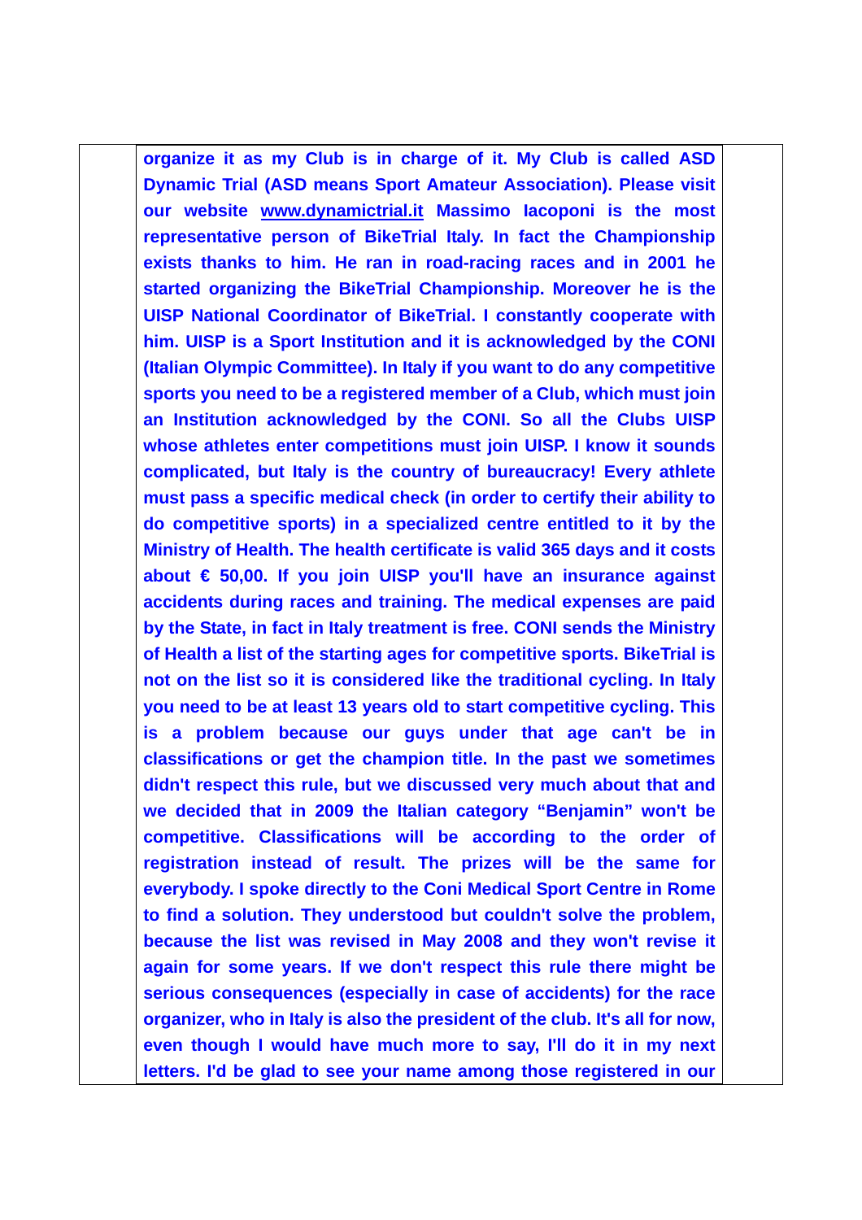**organize it as my Club is in charge of it. My Club is called ASD Dynamic Trial (ASD means Sport Amateur Association). Please visit our website www.dynamictrial.it Massimo Iacoponi is the most representative person of BikeTrial Italy. In fact the Championship exists thanks to him. He ran in road-racing races and in 2001 he started organizing the BikeTrial Championship. Moreover he is the UISP National Coordinator of BikeTrial. I constantly cooperate with him. UISP is a Sport Institution and it is acknowledged by the CONI (Italian Olympic Committee). In Italy if you want to do any competitive sports you need to be a registered member of a Club, which must join an Institution acknowledged by the CONI. So all the Clubs UISP whose athletes enter competitions must join UISP. I know it sounds complicated, but Italy is the country of bureaucracy! Every athlete must pass a specific medical check (in order to certify their ability to do competitive sports) in a specialized centre entitled to it by the Ministry of Health. The health certificate is valid 365 days and it costs about € 50,00. If you join UISP you'll have an insurance against accidents during races and training. The medical expenses are paid by the State, in fact in Italy treatment is free. CONI sends the Ministry of Health a list of the starting ages for competitive sports. BikeTrial is not on the list so it is considered like the traditional cycling. In Italy you need to be at least 13 years old to start competitive cycling. This is a problem because our guys under that age can't be in classifications or get the champion title. In the past we sometimes didn't respect this rule, but we discussed very much about that and we decided that in 2009 the Italian category "Benjamin" won't be competitive. Classifications will be according to the order of registration instead of result. The prizes will be the same for everybody. I spoke directly to the Coni Medical Sport Centre in Rome to find a solution. They understood but couldn't solve the problem, because the list was revised in May 2008 and they won't revise it again for some years. If we don't respect this rule there might be serious consequences (especially in case of accidents) for the race organizer, who in Italy is also the president of the club. It's all for now, even though I would have much more to say, I'll do it in my next letters. I'd be glad to see your name among those registered in our**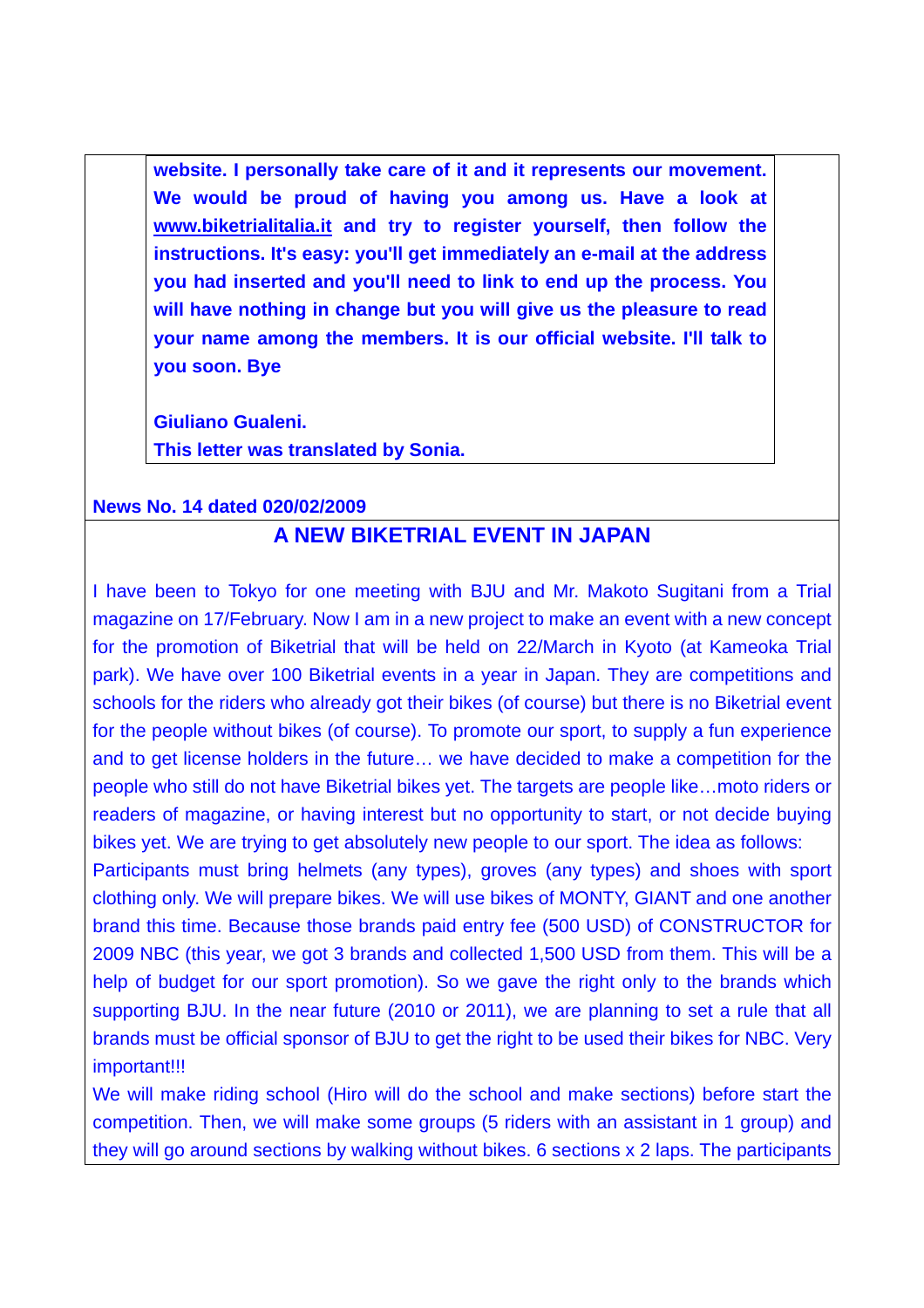**website. I personally take care of it and it represents our movement. We would be proud of having you among us. Have a look at www.biketrialitalia.it and try to register yourself, then follow the instructions. It's easy: you'll get immediately an e-mail at the address you had inserted and you'll need to link to end up the process. You will have nothing in change but you will give us the pleasure to read your name among the members. It is our official website. I'll talk to you soon. Bye**

**Giuliano Gualeni.**
**This letter was translated by Sonia.**

**News No. 14 dated 020/02/2009**

## A NEW BIKETRIAL EVENT IN JAPAN

I have been to Tokyo for one meeting with BJU and Mr. Makoto Sugitani from a Trial magazine on 17/February. Now I am in a new project to make an event with a new concept for the promotion of Biketrial that will be held on 22/March in Kyoto (at Kameoka Trial park). We have over 100 Biketrial events in a year in Japan. They are competitions and schools for the riders who already got their bikes (of course) but there is no Biketrial event for the people without bikes (of course). To promote our sport, to supply a fun experience and to get license holders in the future… we have decided to make a competition for the people who still do not have Biketrial bikes yet. The targets are people like…moto riders or readers of magazine, or having interest but no opportunity to start, or not decide buying bikes yet. We are trying to get absolutely new people to our sport. The idea as follows:
Participants must bring helmets (any types), groves (any types) and shoes with sport clothing only. We will prepare bikes. We will use bikes of MONTY, GIANT and one another brand this time. Because those brands paid entry fee (500 USD) of CONSTRUCTOR for 2009 NBC (this year, we got 3 brands and collected 1,500 USD from them. This will be a help of budget for our sport promotion). So we gave the right only to the brands which supporting BJU. In the near future (2010 or 2011), we are planning to set a rule that all brands must be official sponsor of BJU to get the right to be used their bikes for NBC. Very important!!!
We will make riding school (Hiro will do the school and make sections) before start the competition. Then, we will make some groups (5 riders with an assistant in 1 group) and they will go around sections by walking without bikes. 6 sections x 2 laps. The participants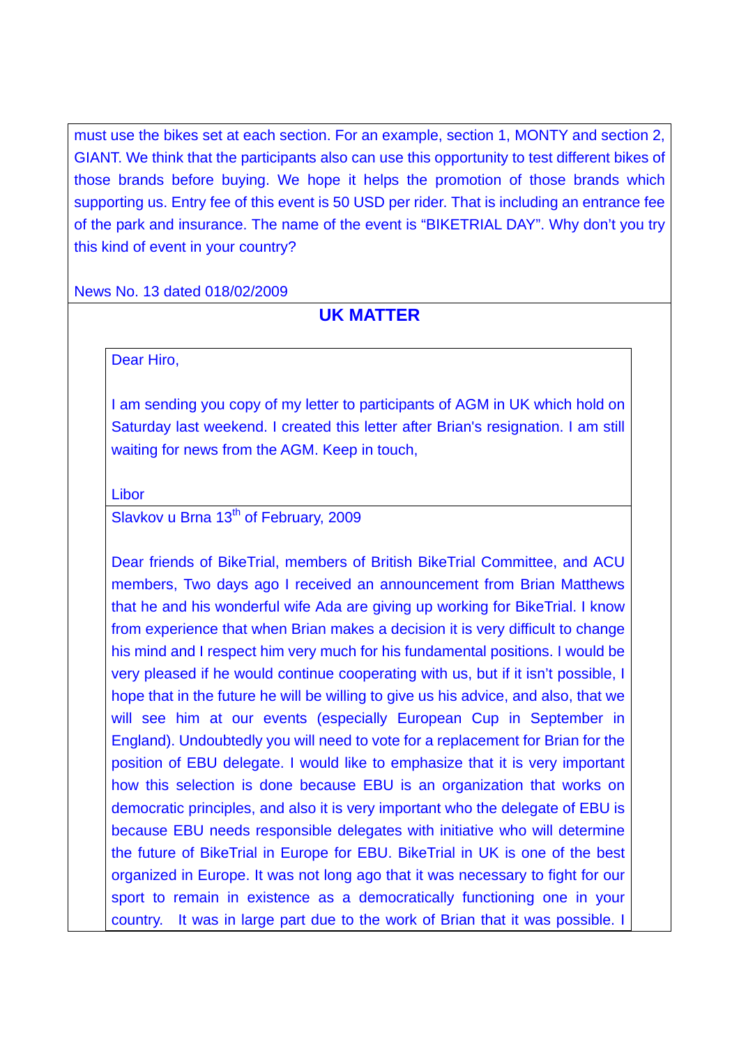must use the bikes set at each section. For an example, section 1, MONTY and section 2, GIANT. We think that the participants also can use this opportunity to test different bikes of those brands before buying. We hope it helps the promotion of those brands which supporting us. Entry fee of this event is 50 USD per rider. That is including an entrance fee of the park and insurance. The name of the event is “BIKETRIAL DAY”. Why don’t you try this kind of event in your country?

News No. 13 dated 018/02/2009

## UK MATTER

Dear Hiro,

I am sending you copy of my letter to participants of AGM in UK which hold on Saturday last weekend. I created this letter after Brian's resignation. I am still waiting for news from the AGM. Keep in touch,

Libor

Slavkov u Brna 13th of February, 2009

Dear friends of BikeTrial, members of British BikeTrial Committee, and ACU members, Two days ago I received an announcement from Brian Matthews that he and his wonderful wife Ada are giving up working for BikeTrial. I know from experience that when Brian makes a decision it is very difficult to change his mind and I respect him very much for his fundamental positions. I would be very pleased if he would continue cooperating with us, but if it isn’t possible, I hope that in the future he will be willing to give us his advice, and also, that we will see him at our events (especially European Cup in September in England). Undoubtedly you will need to vote for a replacement for Brian for the position of EBU delegate. I would like to emphasize that it is very important how this selection is done because EBU is an organization that works on democratic principles, and also it is very important who the delegate of EBU is because EBU needs responsible delegates with initiative who will determine the future of BikeTrial in Europe for EBU. BikeTrial in UK is one of the best organized in Europe. It was not long ago that it was necessary to fight for our sport to remain in existence as a democratically functioning one in your country. It was in large part due to the work of Brian that it was possible. I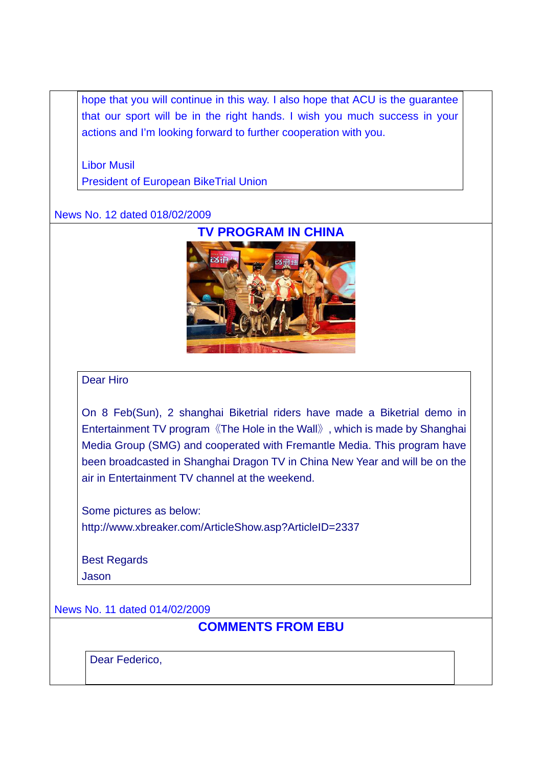hope that you will continue in this way. I also hope that ACU is the guarantee that our sport will be in the right hands. I wish you much success in your actions and I'm looking forward to further cooperation with you.

Libor Musil
President of European BikeTrial Union

News No. 12 dated 018/02/2009

## TV PROGRAM IN CHINA

Dear Hiro

On 8 Feb(Sun), 2 shanghai Biketrial riders have made a Biketrial demo in Entertainment TV program《The Hole in the Wall》, which is made by Shanghai Media Group (SMG) and cooperated with Fremantle Media. This program have been broadcasted in Shanghai Dragon TV in China New Year and will be on the air in Entertainment TV channel at the weekend.

Some pictures as below:
http://www.xbreaker.com/ArticleShow.asp?ArticleID=2337

Best Regards
Jason

News No. 11 dated 014/02/2009

## COMMENTS FROM EBU

Dear Federico,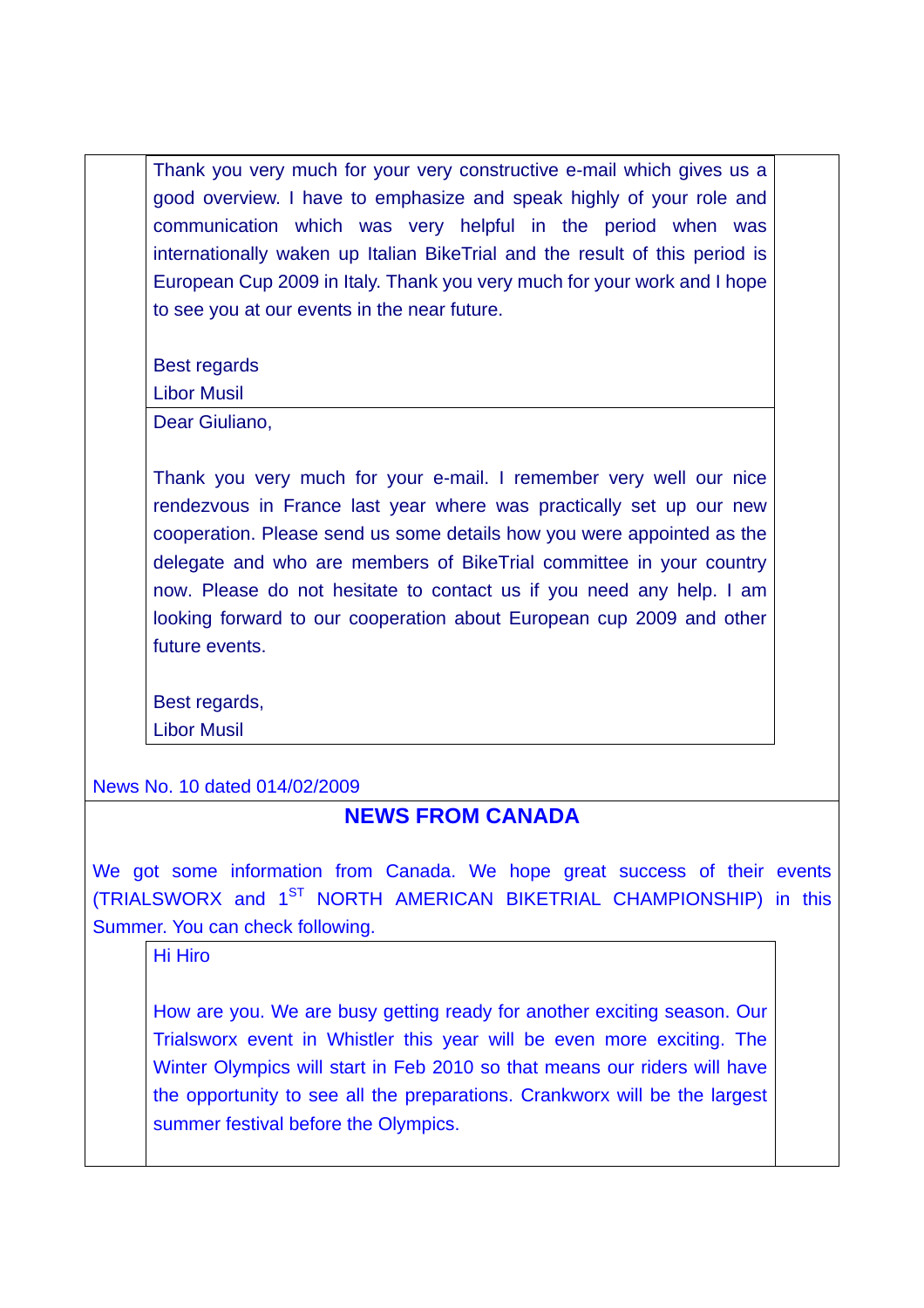Thank you very much for your very constructive e-mail which gives us a good overview. I have to emphasize and speak highly of your role and communication which was very helpful in the period when was internationally waken up Italian BikeTrial and the result of this period is European Cup 2009 in Italy. Thank you very much for your work and I hope to see you at our events in the near future.

Best regards
Libor Musil

Dear Giuliano,

Thank you very much for your e-mail. I remember very well our nice rendezvous in France last year where was practically set up our new cooperation. Please send us some details how you were appointed as the delegate and who are members of BikeTrial committee in your country now. Please do not hesitate to contact us if you need any help. I am looking forward to our cooperation about European cup 2009 and other future events.

Best regards,
Libor Musil

News No. 10 dated 014/02/2009

## NEWS FROM CANADA

We got some information from Canada. We hope great success of their events (TRIALSWORX and 1ST NORTH AMERICAN BIKETRIAL CHAMPIONSHIP) in this Summer. You can check following.

Hi Hiro

How are you. We are busy getting ready for another exciting season. Our Trialsworx event in Whistler this year will be even more exciting. The Winter Olympics will start in Feb 2010 so that means our riders will have the opportunity to see all the preparations. Crankworx will be the largest summer festival before the Olympics.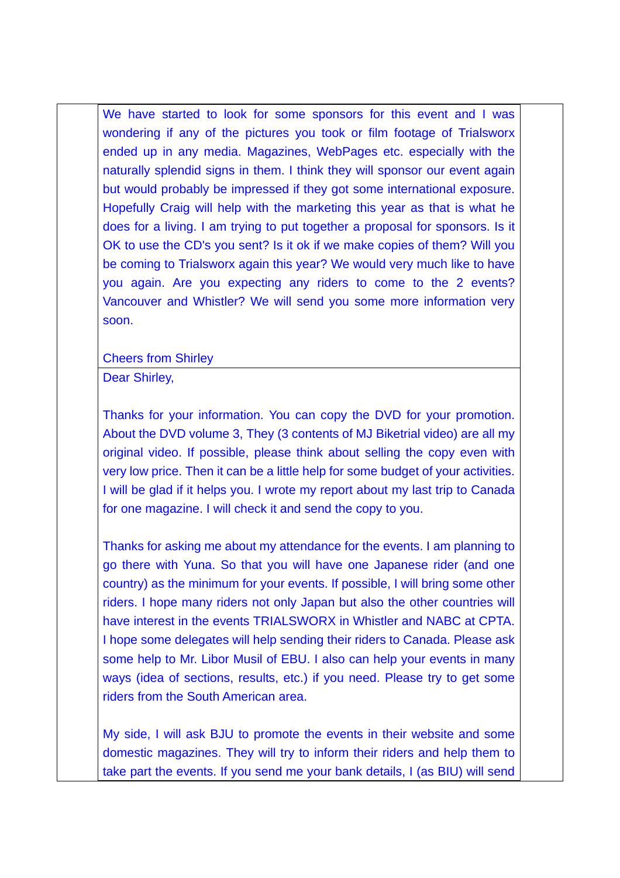We have started to look for some sponsors for this event and I was wondering if any of the pictures you took or film footage of Trialsworx ended up in any media. Magazines, WebPages etc. especially with the naturally splendid signs in them. I think they will sponsor our event again but would probably be impressed if they got some international exposure. Hopefully Craig will help with the marketing this year as that is what he does for a living. I am trying to put together a proposal for sponsors. Is it OK to use the CD's you sent? Is it ok if we make copies of them? Will you be coming to Trialsworx again this year? We would very much like to have you again. Are you expecting any riders to come to the 2 events? Vancouver and Whistler? We will send you some more information very soon.

Cheers from Shirley

Dear Shirley,

Thanks for your information. You can copy the DVD for your promotion. About the DVD volume 3, They (3 contents of MJ Biketrial video) are all my original video. If possible, please think about selling the copy even with very low price. Then it can be a little help for some budget of your activities. I will be glad if it helps you. I wrote my report about my last trip to Canada for one magazine. I will check it and send the copy to you.

Thanks for asking me about my attendance for the events. I am planning to go there with Yuna. So that you will have one Japanese rider (and one country) as the minimum for your events. If possible, I will bring some other riders. I hope many riders not only Japan but also the other countries will have interest in the events TRIALSWORX in Whistler and NABC at CPTA. I hope some delegates will help sending their riders to Canada. Please ask some help to Mr. Libor Musil of EBU. I also can help your events in many ways (idea of sections, results, etc.) if you need. Please try to get some riders from the South American area.

My side, I will ask BJU to promote the events in their website and some domestic magazines. They will try to inform their riders and help them to take part the events. If you send me your bank details, I (as BIU) will send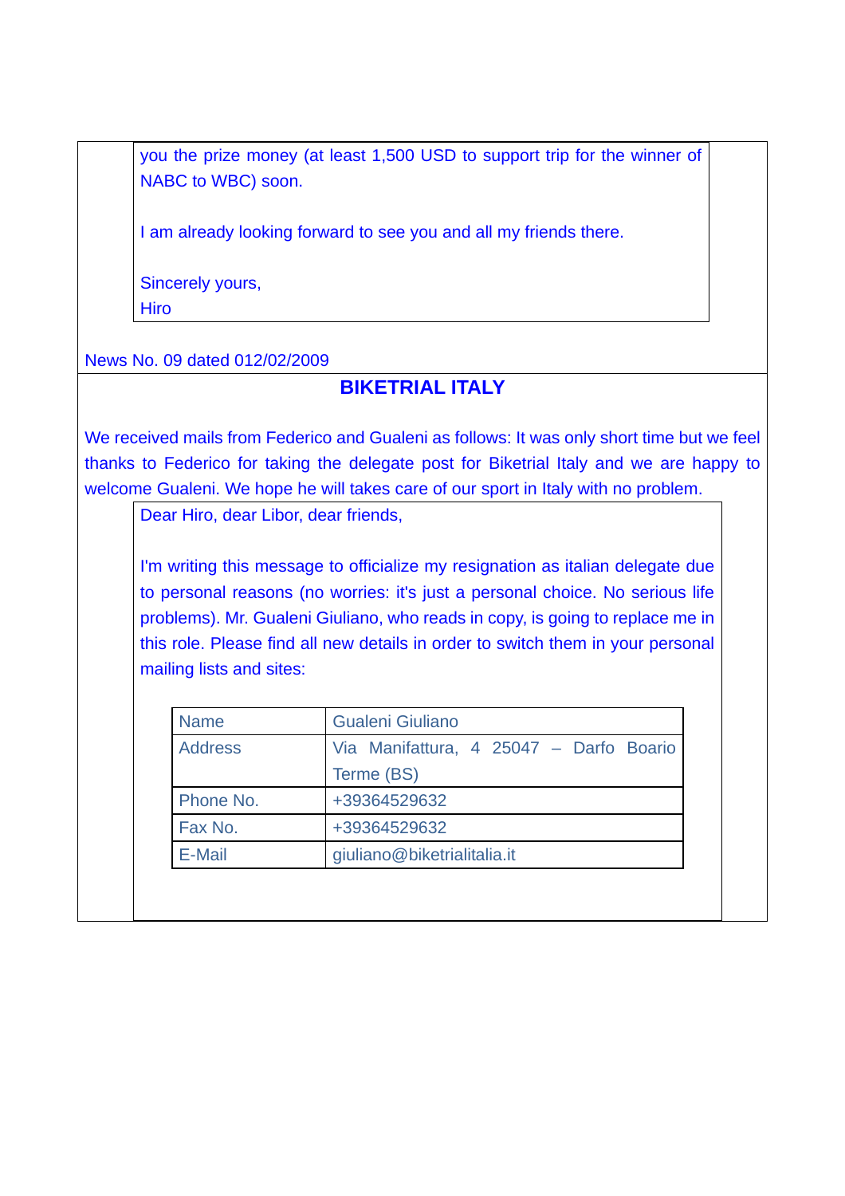you the prize money (at least 1,500 USD to support trip for the winner of NABC to WBC) soon.

I am already looking forward to see you and all my friends there.

Sincerely yours,
Hiro

News No. 09 dated 012/02/2009

## BIKETRIAL ITALY

We received mails from Federico and Gualeni as follows: It was only short time but we feel thanks to Federico for taking the delegate post for Biketrial Italy and we are happy to welcome Gualeni. We hope he will takes care of our sport in Italy with no problem.

Dear Hiro, dear Libor, dear friends,

I'm writing this message to officialize my resignation as italian delegate due to personal reasons (no worries: it's just a personal choice. No serious life problems). Mr. Gualeni Giuliano, who reads in copy, is going to replace me in this role. Please find all new details in order to switch them in your personal mailing lists and sites:

| Name | Gualeni Giuliano |
|---|---|
| Address | Via Manifattura, 4 25047 – Darfo Boario Terme (BS) |
| Phone No. | +39364529632 |
| Fax No. | +39364529632 |
| E-Mail | giuliano@biketrialitalia.it |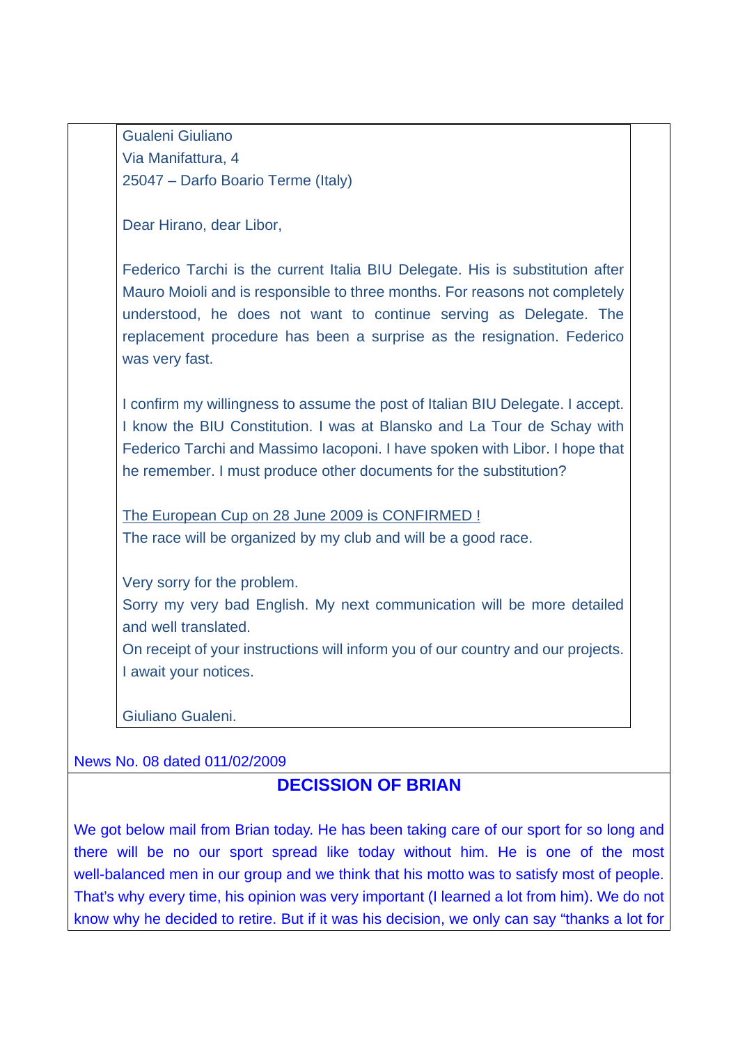Gualeni Giuliano
Via Manifattura, 4
25047 – Darfo Boario Terme (Italy)

Dear Hirano, dear Libor,

Federico Tarchi is the current Italia BIU Delegate. His is substitution after Mauro Moioli and is responsible to three months. For reasons not completely understood, he does not want to continue serving as Delegate. The replacement procedure has been a surprise as the resignation. Federico was very fast.

I confirm my willingness to assume the post of Italian BIU Delegate. I accept. I know the BIU Constitution. I was at Blansko and La Tour de Schay with Federico Tarchi and Massimo Iacoponi. I have spoken with Libor. I hope that he remember. I must produce other documents for the substitution?

<u>The European Cup on 28 June 2009 is CONFIRMED !</u>
The race will be organized by my club and will be a good race.

Very sorry for the problem.
Sorry my very bad English. My next communication will be more detailed and well translated.
On receipt of your instructions will inform you of our country and our projects.
I await your notices.

Giuliano Gualeni.

News No. 08 dated 011/02/2009

## DECISSION OF BRIAN

We got below mail from Brian today. He has been taking care of our sport for so long and there will be no our sport spread like today without him. He is one of the most well-balanced men in our group and we think that his motto was to satisfy most of people. That's why every time, his opinion was very important (I learned a lot from him). We do not know why he decided to retire. But if it was his decision, we only can say "thanks a lot for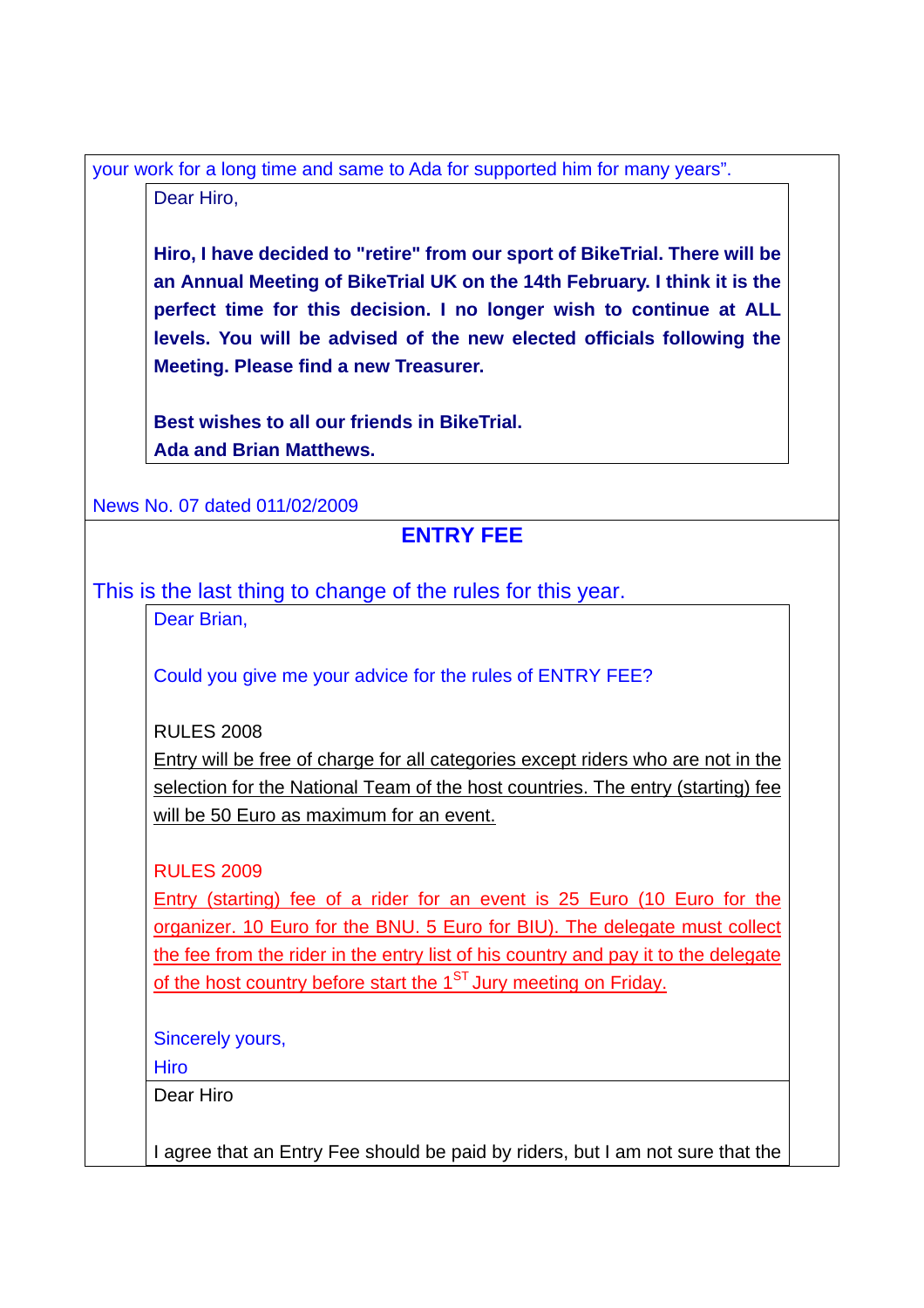your work for a long time and same to Ada for supported him for many years".

Dear Hiro,

**Hiro, I have decided to "retire" from our sport of BikeTrial. There will be an Annual Meeting of BikeTrial UK on the 14th February. I think it is the perfect time for this decision. I no longer wish to continue at ALL levels. You will be advised of the new elected officials following the Meeting. Please find a new Treasurer.**

**Best wishes to all our friends in BikeTrial.**
**Ada and Brian Matthews.**

News No. 07 dated 011/02/2009

## ENTRY FEE

This is the last thing to change of the rules for this year.

Dear Brian,

Could you give me your advice for the rules of ENTRY FEE?

RULES 2008

Entry will be free of charge for all categories except riders who are not in the selection for the National Team of the host countries. The entry (starting) fee will be 50 Euro as maximum for an event.

RULES 2009

Entry (starting) fee of a rider for an event is 25 Euro (10 Euro for the organizer. 10 Euro for the BNU. 5 Euro for BIU). The delegate must collect the fee from the rider in the entry list of his country and pay it to the delegate of the host country before start the 1ST Jury meeting on Friday.

Sincerely yours,
Hiro

Dear Hiro

I agree that an Entry Fee should be paid by riders, but I am not sure that the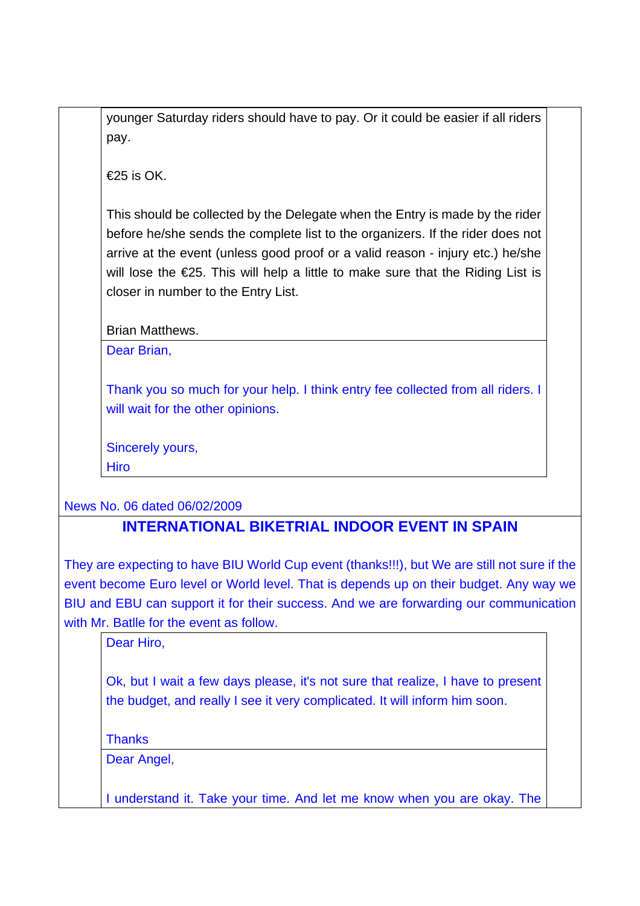younger Saturday riders should have to pay. Or it could be easier if all riders pay.

€25 is OK.

This should be collected by the Delegate when the Entry is made by the rider before he/she sends the complete list to the organizers. If the rider does not arrive at the event (unless good proof or a valid reason - injury etc.) he/she will lose the €25. This will help a little to make sure that the Riding List is closer in number to the Entry List.

Brian Matthews.

Dear Brian,

Thank you so much for your help. I think entry fee collected from all riders. I will wait for the other opinions.

Sincerely yours,
Hiro

News No. 06 dated 06/02/2009

## INTERNATIONAL BIKETRIAL INDOOR EVENT IN SPAIN

They are expecting to have BIU World Cup event (thanks!!!), but We are still not sure if the event become Euro level or World level. That is depends up on their budget. Any way we BIU and EBU can support it for their success. And we are forwarding our communication with Mr. Batlle for the event as follow.

Dear Hiro,

Ok, but I wait a few days please, it's not sure that realize, I have to present the budget, and really I see it very complicated. It will inform him soon.

Thanks

Dear Angel,

I understand it. Take your time. And let me know when you are okay. The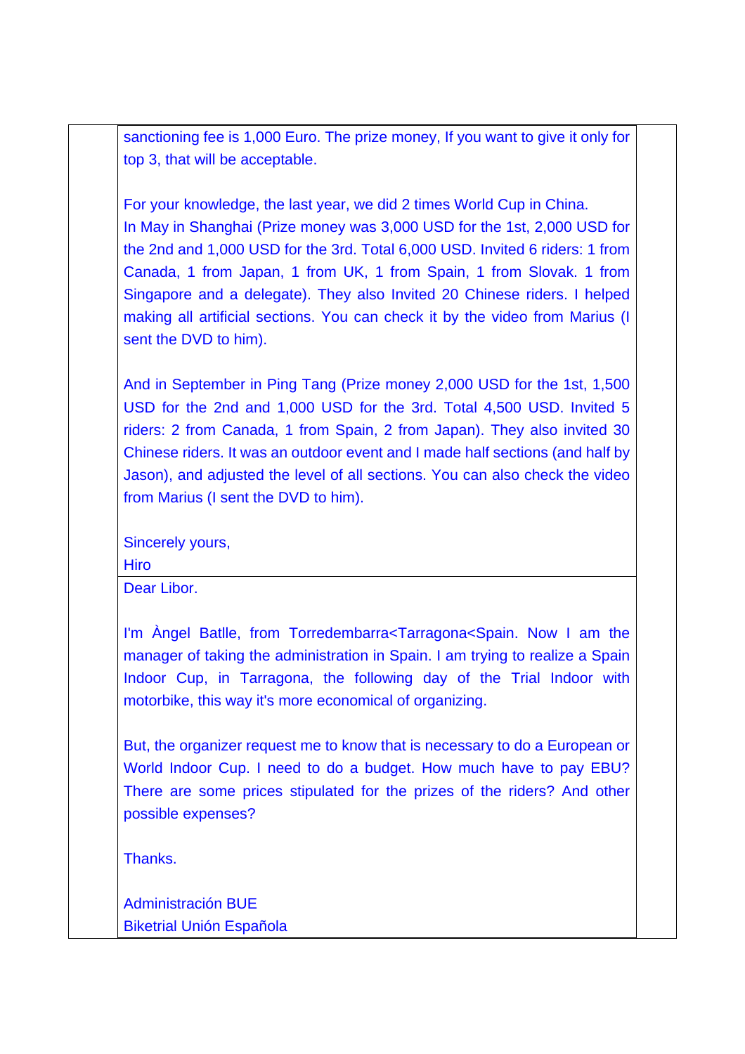sanctioning fee is 1,000 Euro. The prize money, If you want to give it only for top 3, that will be acceptable.

For your knowledge, the last year, we did 2 times World Cup in China.
In May in Shanghai (Prize money was 3,000 USD for the 1st, 2,000 USD for the 2nd and 1,000 USD for the 3rd. Total 6,000 USD. Invited 6 riders: 1 from Canada, 1 from Japan, 1 from UK, 1 from Spain, 1 from Slovak. 1 from Singapore and a delegate). They also Invited 20 Chinese riders. I helped making all artificial sections. You can check it by the video from Marius (I sent the DVD to him).

And in September in Ping Tang (Prize money 2,000 USD for the 1st, 1,500 USD for the 2nd and 1,000 USD for the 3rd. Total 4,500 USD. Invited 5 riders: 2 from Canada, 1 from Spain, 2 from Japan). They also invited 30 Chinese riders. It was an outdoor event and I made half sections (and half by Jason), and adjusted the level of all sections. You can also check the video from Marius (I sent the DVD to him).

Sincerely yours,
Hiro

---

Dear Libor.

I'm Àngel Batlle, from Torredembarra<Tarragona<Spain. Now I am the manager of taking the administration in Spain. I am trying to realize a Spain Indoor Cup, in Tarragona, the following day of the Trial Indoor with motorbike, this way it's more economical of organizing.

But, the organizer request me to know that is necessary to do a European or World Indoor Cup. I need to do a budget. How much have to pay EBU? There are some prices stipulated for the prizes of the riders? And other possible expenses?

Thanks.

Administración BUE
Biketrial Unión Española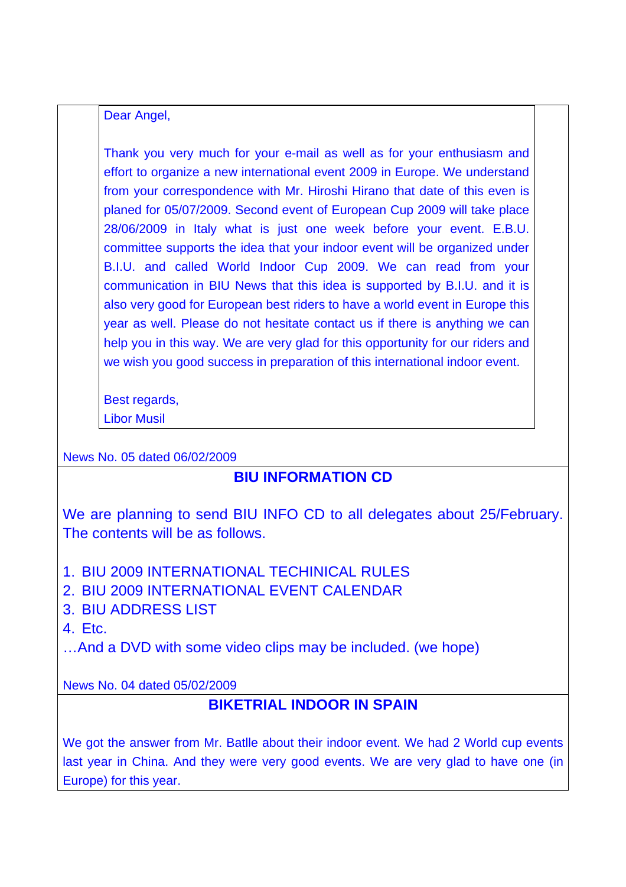Dear Angel,

Thank you very much for your e-mail as well as for your enthusiasm and effort to organize a new international event 2009 in Europe. We understand from your correspondence with Mr. Hiroshi Hirano that date of this even is planed for 05/07/2009. Second event of European Cup 2009 will take place 28/06/2009 in Italy what is just one week before your event. E.B.U. committee supports the idea that your indoor event will be organized under B.I.U. and called World Indoor Cup 2009. We can read from your communication in BIU News that this idea is supported by B.I.U. and it is also very good for European best riders to have a world event in Europe this year as well. Please do not hesitate contact us if there is anything we can help you in this way. We are very glad for this opportunity for our riders and we wish you good success in preparation of this international indoor event.

Best regards,
Libor Musil

News No. 05 dated 06/02/2009

## BIU INFORMATION CD

We are planning to send BIU INFO CD to all delegates about 25/February. The contents will be as follows.

1. BIU 2009 INTERNATIONAL TECHINICAL RULES
2. BIU 2009 INTERNATIONAL EVENT CALENDAR
3. BIU ADDRESS LIST
4. Etc.

…And a DVD with some video clips may be included. (we hope)

News No. 04 dated 05/02/2009

## BIKETRIAL INDOOR IN SPAIN

We got the answer from Mr. Batlle about their indoor event. We had 2 World cup events last year in China. And they were very good events. We are very glad to have one (in Europe) for this year.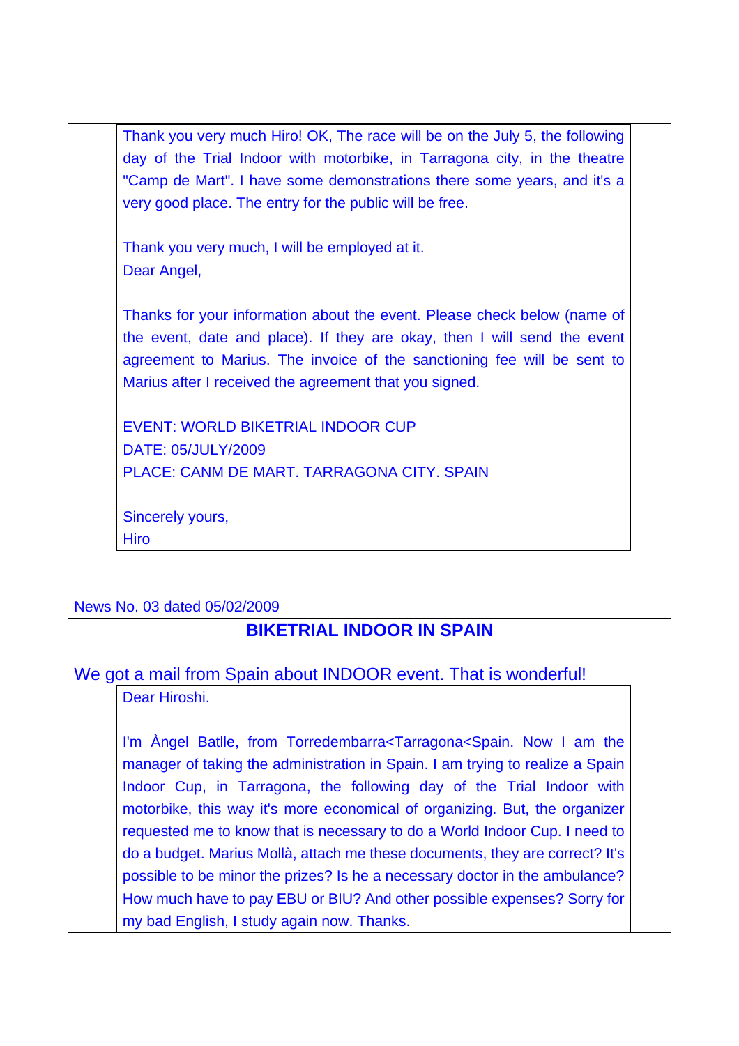Thank you very much Hiro! OK, The race will be on the July 5, the following day of the Trial Indoor with motorbike, in Tarragona city, in the theatre "Camp de Mart". I have some demonstrations there some years, and it's a very good place. The entry for the public will be free.

Thank you very much, I will be employed at it.

Dear Angel,

Thanks for your information about the event. Please check below (name of the event, date and place). If they are okay, then I will send the event agreement to Marius. The invoice of the sanctioning fee will be sent to Marius after I received the agreement that you signed.

EVENT: WORLD BIKETRIAL INDOOR CUP
DATE: 05/JULY/2009
PLACE: CANM DE MART. TARRAGONA CITY. SPAIN

Sincerely yours,
Hiro

News No. 03 dated 05/02/2009

## BIKETRIAL INDOOR IN SPAIN

We got a mail from Spain about INDOOR event. That is wonderful!

Dear Hiroshi.

I'm Àngel Batlle, from Torredembarra<Tarragona<Spain. Now I am the manager of taking the administration in Spain. I am trying to realize a Spain Indoor Cup, in Tarragona, the following day of the Trial Indoor with motorbike, this way it's more economical of organizing. But, the organizer requested me to know that is necessary to do a World Indoor Cup. I need to do a budget. Marius Mollà, attach me these documents, they are correct? It's possible to be minor the prizes? Is he a necessary doctor in the ambulance? How much have to pay EBU or BIU? And other possible expenses? Sorry for my bad English, I study again now. Thanks.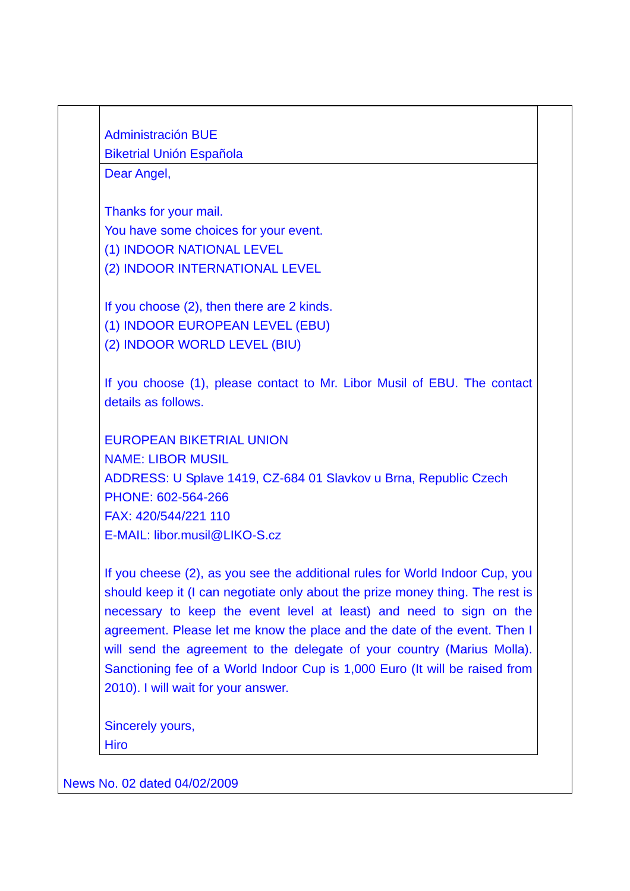Administración BUE
Biketrial Unión Española

Dear Angel,

Thanks for your mail.
You have some choices for your event.
(1) INDOOR NATIONAL LEVEL
(2) INDOOR INTERNATIONAL LEVEL

If you choose (2), then there are 2 kinds.
(1) INDOOR EUROPEAN LEVEL (EBU)
(2) INDOOR WORLD LEVEL (BIU)

If you choose (1), please contact to Mr. Libor Musil of EBU. The contact details as follows.

EUROPEAN BIKETRIAL UNION
NAME: LIBOR MUSIL
ADDRESS: U Splave 1419, CZ-684 01 Slavkov u Brna, Republic Czech
PHONE: 602-564-266
FAX: 420/544/221 110
E-MAIL: libor.musil@LIKO-S.cz

If you cheese (2), as you see the additional rules for World Indoor Cup, you should keep it (I can negotiate only about the prize money thing. The rest is necessary to keep the event level at least) and need to sign on the agreement. Please let me know the place and the date of the event. Then I will send the agreement to the delegate of your country (Marius Molla). Sanctioning fee of a World Indoor Cup is 1,000 Euro (It will be raised from 2010). I will wait for your answer.

Sincerely yours,
Hiro

News No. 02 dated 04/02/2009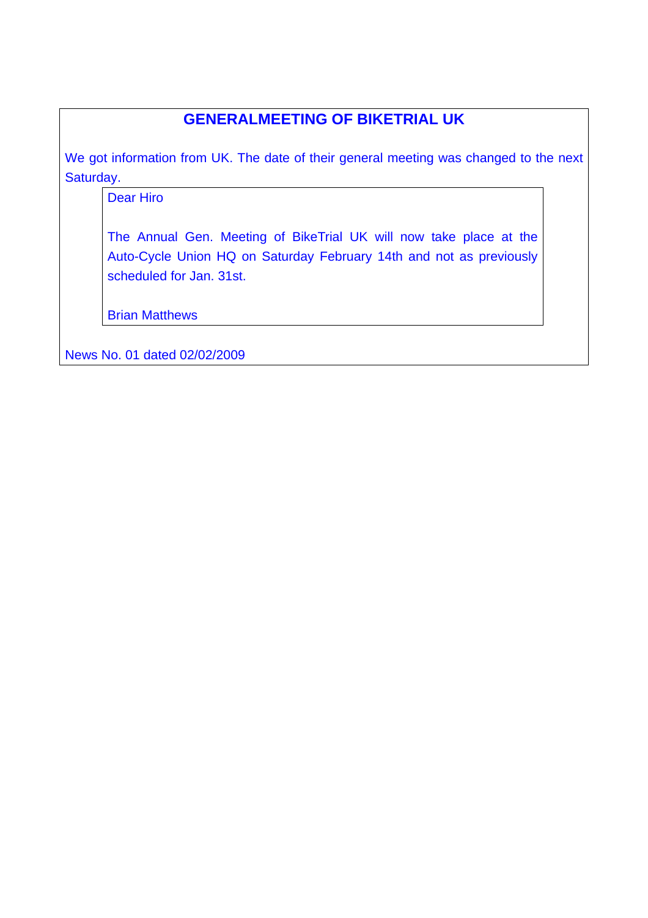## GENERALMEETING OF BIKETRIAL UK

We got information from UK. The date of their general meeting was changed to the next Saturday.

> Dear Hiro
>
> The Annual Gen. Meeting of BikeTrial UK will now take place at the Auto-Cycle Union HQ on Saturday February 14th and not as previously scheduled for Jan. 31st.
>
> Brian Matthews

News No. 01 dated 02/02/2009